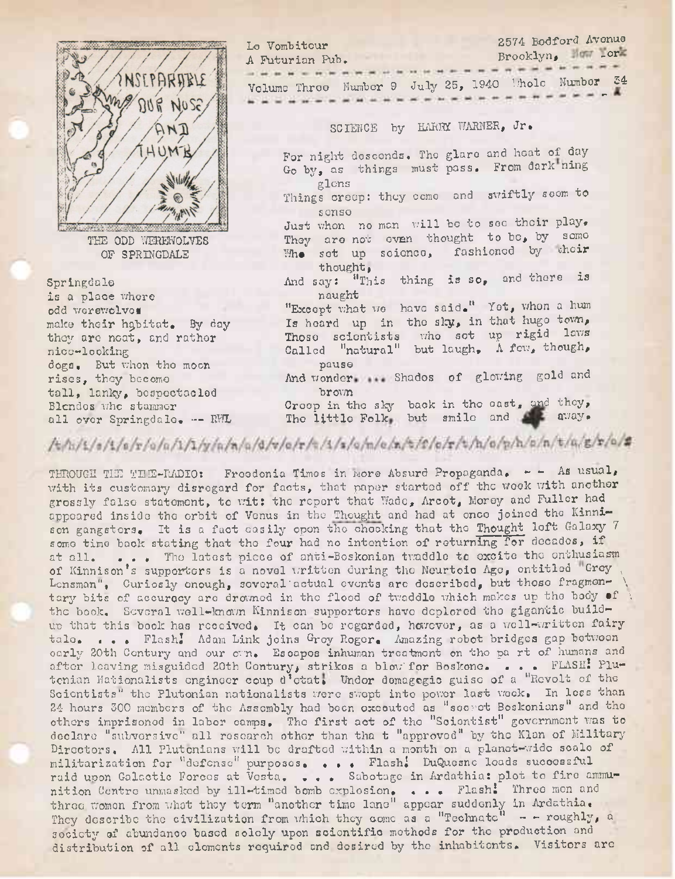Le Vombiteur
A Futurian Pub.

2574 Bedford Avenue
Brooklyn, New York

Volume Three Number 9 July 25, 1940 Whole Number 34

INSEPARABLE OUR NOSE AND THUMB

THE ODD WEREWOLVES OF SPRINGDALE

Springdale
is a place where
odd werewolves
make their habitat. By day
they are neat, and rather
nice-looking
dogs. But when the moon
rises, they become
tall, lanky, bespectacled
Blondes who stammer
all over Springdale. -- RWL

## SCIENCE by HARRY WARNER, Jr.

For night descends. The glare and heat of day
Go by, as things must pass. From dark'ning
  glens
Things creep: they come and swiftly seem to
  sense
Just when no man will be to see their play.
They are not even thought to be, by some
Who set up science, fashioned by their
  thought,
And say: "This thing is so, and there is
  naught
"Except what we have said." Yet, when a hum
Is heard up in the sky, in that huge town,
Those scientists who set up rigid laws
Called "natural" but laugh. A few, though,
  pause
And wonder. ... Shades of glowing gold and
  brown
Creep in the sky back in the east, and they,
The little Folk, but smile and away.

/t/h/i/s/i/s/r/o/o/i/l/y/a/n/a/d/v/e/r/t/i/s/e/m/e/n/t/f/o/r/t/h/e/p/h/o/n/t/o/g/r/o/#

THROUGH THE TIME-RADIO: Freedonia Times in More Absurd Propaganda. -- As usual, with its customary disregard for facts, that paper started off the week with another grossly false statement, to wit: the report that Wade, Arcot, Morey and Fuller had appeared inside the orbit of Venus in the Thought and had at once joined the Kinnison gangsters. It is a fact easily open tho checking that the Thought left Galaxy 7 some time back stating that the four had no intention of returning for decades, if at all. . . . The latest piece of anti-Boskonian twaddle to excite the enthusiasm of Kinnison's supporters is a novel written during the Neurteic Age, entitled "Grey Lensman". Curiosly enough, several actual events are described, but those fragmentary bits of accuracy are drowned in the flood of twaddle which makes up the body of the book. Several well-known Kinnison supporters have deplored the gigantic build-up that this book has received. It can be regarded, however, as a well-written fairy tale. . . . Flash! Adam Link joins Grey Roger. Amazing robot bridges gap between early 20th Century and our own. Escapes inhuman treatment on the part of humans and after leaving misguided 20th Century, strikes a blow for Boskone. . . . FLASH! Plutonian Nationalists engineer coup d'etat! Under demagogic guise of a "Revolt of the Scientists" the Plutonian nationalists were swept into power last week. In less than 24 hours 300 members of the Assembly had been executed as "secret Boskonians" and the others imprisoned in labor camps. The first act of the "Scientist" government was to declare "subversive" all research other than that "approved" by the Klan of Military Directors. All Plutonians will be drafted within a month on a planet-wide scale of militarization for "defense" purposes. . . . Flash! DuQuesne leads successful raid upon Galactic Forces at Vesta. . . . Sabotage in Ardathia: plot to fire ammunition Centre unmasked by ill-timed bomb explosion. . . . Flash! Three men and three women from what they term "another time lane" appear suddenly in Ardathia. They describe the civilization from which they come as a "Technate" -- roughly, a society of abundance based solely upon scientific methods for the production and distribution of all elements required and desired by the inhabitants. Visitors are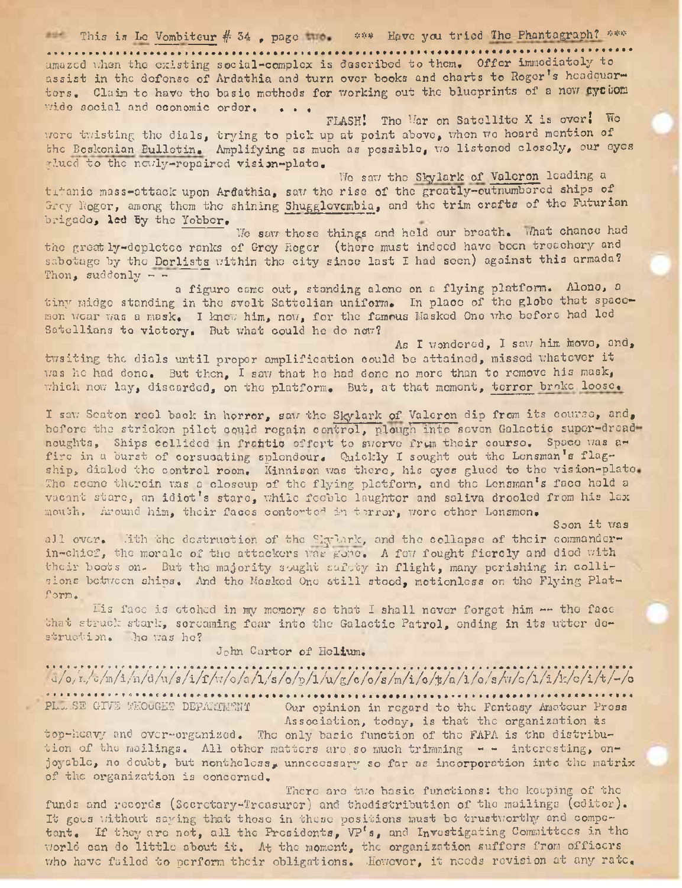*** This is Le Vombiteur # 34 , page two. *** Have you tried The Phantagraph? ***

amazed when the existing social-complex is described to them. Offer immediately to assist in the defense of Ardathia and turn over books and charts to Roger's headquarters. Claim to have the basic methods for working out the blueprints of a new system wide social and economic order. . . .

FLASH! The War on Satellite X is over! We were twisting the dials, trying to pick up at point above, when we heard mention of the Boskonian Bulletin. Amplifying as much as possible, we listened closely, our eyes glued to the newly-repaired vision-plate.

We saw the Skylark of Valeron leading a titanic mass-attack upon Ardathia, saw the rise of the greatly-outnumbered ships of Grey Roger, among them the shining Shugglevombia, and the trim crafts of the Futurian brigade, led by the Yobber.

We saw these things and held our breath. What chance had the greatly-depleted ranks of Grey Roger (there must indeed have been treachery and sabotage by the Dorlists within the city since last I had seen) against this armada? Then, suddenly - -

a figure came out, standing alone on a flying platform. Alone, a tiny midge standing in the svelt Sattelian uniform. In place of the globe that spacemen wear was a mask. I knew him, now, for the famous Masked One who before had led Satellians to victory. But what could he do now?

As I wondered, I saw him move, and, twsiting the dials until proper amplification could be attained, missed whatever it was he had done. But then, I saw that he had done no more than to remove his mask, which now lay, discarded, on the platform. But, at that moment, terror broke loose.

I saw Seaton reel back in horror, saw the Skylark of Valeron dip from its course, and, before the stricken pilot could regain control, plough into seven Galactic super-dreadnoughts. Ships collided in frantic effort to swerve from their course. Space was afire in a burst of corsucating splendour. Quickly I sought out the Lensman's flagship, dialed the control room. Kinnison was there, his eyes glued to the vision-plate. The scene therein was a closeup of the flying platform, and the Lensman's face held a vacant stare, an idiot's stare, while feeble laughter and saliva drooled from his lax mouth. Around him, their faces contorted in terror, were other Lensmen.

Soon it was all over. With the destruction of the Skylark, and the collapse of their commander-in-chief, the morale of the attackers was gone. A few fought fiercly and died with their boots on. But the majority sought safety in flight, many perishing in collisions between ships. And the Masked One still stood, motionless on the Flying Platform.

His face is etched in my memory so that I shall never forget him -- the face that struck stark, screaming fear into the Galactic Patrol, ending in its utter destruction. Who was he?

John Carter of Helium.

d/o/r/c/m/i/n/d/u/s/i/f/w/o/a/l/s/o/p/l/u/g/c/o/s/m/i/c/t/a/l/c/s/w/c/l/i/k/c/i/t/-/c

PLEASE GIVE WROUGHT DEPARTMENT Our opinion in regard to the Fantasy Amateur Press Association, today, is that the organization is top-heavy and over-organized. The only basic function of the FAPA is the distribution of the mailings. All other matters are so much trimming - - interesting, enjoyable, no doubt, but nontheless, unnecessary so far as incorporation into the matrix of the organization is concerned.

There are two basic functions: the keeping of the funds and records (Secretary-Treasurer) and thedistribution of the mailings (editor). It goes without saying that those in these positions must be trustworthy and competant. If they are not, all the Presidents, VP's, and Investigating Committees in the world can do little about it. At the moment, the organization suffers from officers who have failed to perform their obligations. However, it needs revision at any rate.